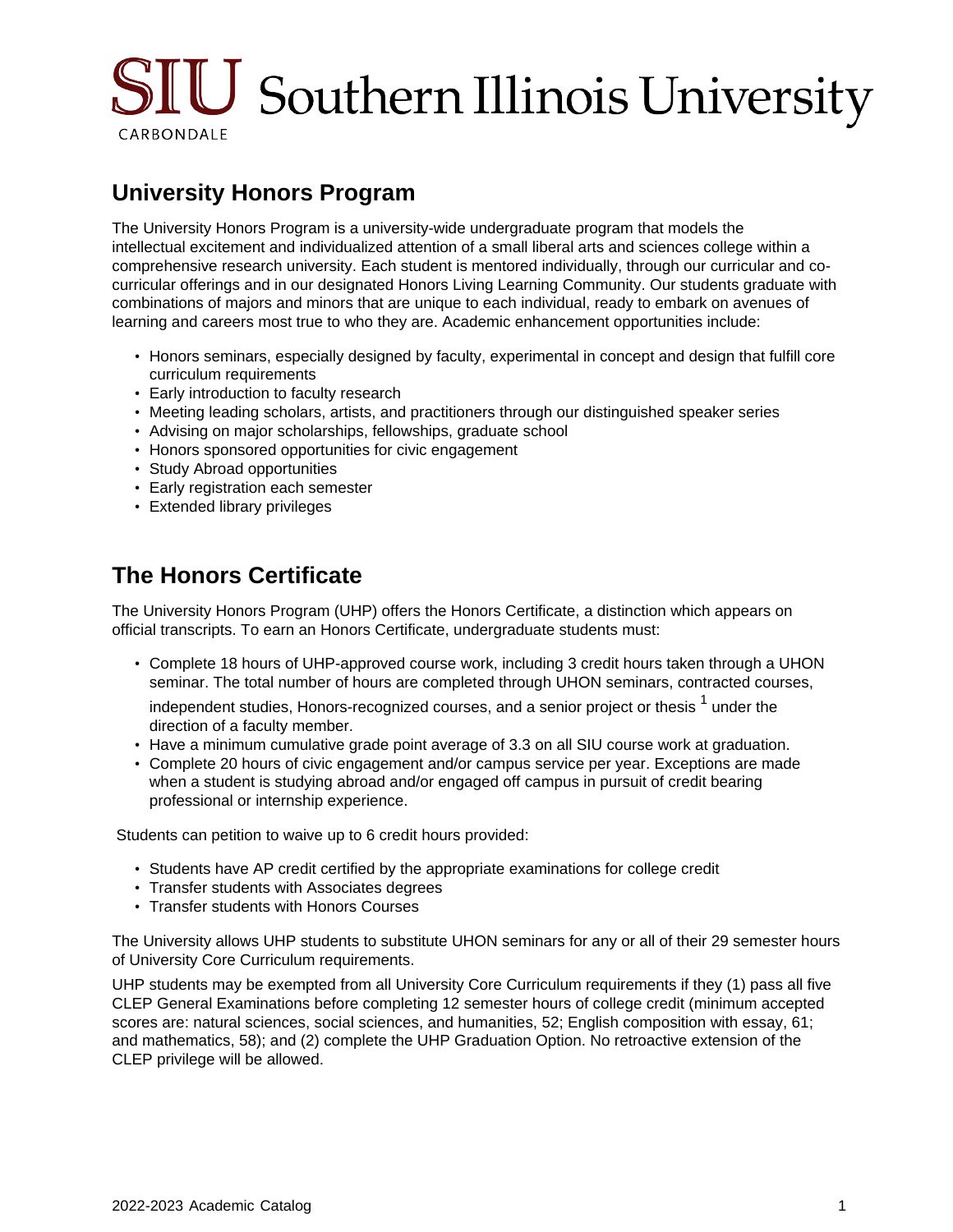# University Honors Program

The University Honors Program is a university-wide undergraduate program that models the intellectual excitement and individualized attention of a small liberal arts and sciences college within a comprehensive research university. Each student is mentored individually, through our curricular and co-curricular offerings and in our designated Honors Living Learning Community. Our students graduate with combinations of majors and minors that are unique to each individual, ready to embark on avenues of learning and careers most true to who they are. Academic enhancement opportunities include:

- Honors seminars, especially designed by faculty, experimental in concept and design that fulfill core curriculum requirements
- Early introduction to faculty research
- Meeting leading scholars, artists, and practitioners through our distinguished speaker series
- Advising on major scholarships, fellowships, graduate school
- Honors sponsored opportunities for civic engagement
- Study Abroad opportunities
- Early registration each semester
- Extended library privileges

# The Honors Certificate

The University Honors Program (UHP) offers the Honors Certificate, a distinction which appears on official transcripts. To earn an Honors Certificate, undergraduate students must:

- Complete 18 hours of UHP-approved course work, including 3 credit hours taken through a UHON seminar. The total number of hours are completed through UHON seminars, contracted courses, independent studies, Honors-recognized courses, and a senior project or thesis [1] under the direction of a faculty member.
- Have a minimum cumulative grade point average of 3.3 on all SIU course work at graduation.
- Complete 20 hours of civic engagement and/or campus service per year. Exceptions are made when a student is studying abroad and/or engaged off campus in pursuit of credit bearing professional or internship experience.

Students can petition to waive up to 6 credit hours provided:

- Students have AP credit certified by the appropriate examinations for college credit
- Transfer students with Associates degrees
- Transfer students with Honors Courses

The University allows UHP students to substitute UHON seminars for any or all of their 29 semester hours of University Core Curriculum requirements.

UHP students may be exempted from all University Core Curriculum requirements if they (1) pass all five CLEP General Examinations before completing 12 semester hours of college credit (minimum accepted scores are: natural sciences, social sciences, and humanities, 52; English composition with essay, 61; and mathematics, 58); and (2) complete the UHP Graduation Option. No retroactive extension of the CLEP privilege will be allowed.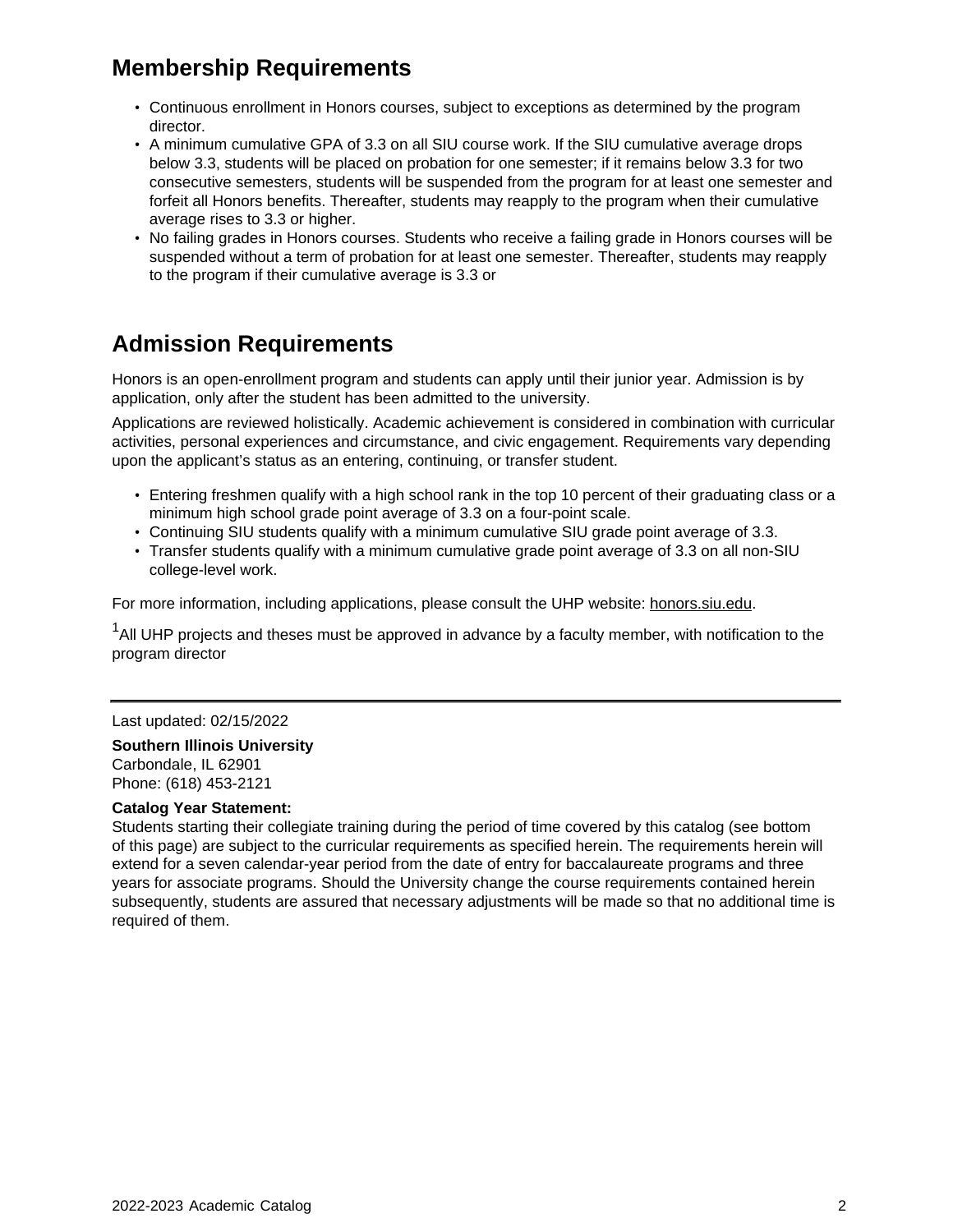## Membership Requirements

- Continuous enrollment in Honors courses, subject to exceptions as determined by the program director.
- A minimum cumulative GPA of 3.3 on all SIU course work. If the SIU cumulative average drops below 3.3, students will be placed on probation for one semester; if it remains below 3.3 for two consecutive semesters, students will be suspended from the program for at least one semester and forfeit all Honors benefits. Thereafter, students may reapply to the program when their cumulative average rises to 3.3 or higher.
- No failing grades in Honors courses. Students who receive a failing grade in Honors courses will be suspended without a term of probation for at least one semester. Thereafter, students may reapply to the program if their cumulative average is 3.3 or

## Admission Requirements

Honors is an open-enrollment program and students can apply until their junior year. Admission is by application, only after the student has been admitted to the university.

Applications are reviewed holistically. Academic achievement is considered in combination with curricular activities, personal experiences and circumstance, and civic engagement. Requirements vary depending upon the applicant's status as an entering, continuing, or transfer student.

- Entering freshmen qualify with a high school rank in the top 10 percent of their graduating class or a minimum high school grade point average of 3.3 on a four-point scale.
- Continuing SIU students qualify with a minimum cumulative SIU grade point average of 3.3.
- Transfer students qualify with a minimum cumulative grade point average of 3.3 on all non-SIU college-level work.

For more information, including applications, please consult the UHP website: honors.siu.edu.

[1]All UHP projects and theses must be approved in advance by a faculty member, with notification to the program director

---

Last updated: 02/15/2022

**Southern Illinois University**
Carbondale, IL 62901
Phone: (618) 453-2121

**Catalog Year Statement:**
Students starting their collegiate training during the period of time covered by this catalog (see bottom of this page) are subject to the curricular requirements as specified herein. The requirements herein will extend for a seven calendar-year period from the date of entry for baccalaureate programs and three years for associate programs. Should the University change the course requirements contained herein subsequently, students are assured that necessary adjustments will be made so that no additional time is required of them.

2022-2023 Academic Catalog